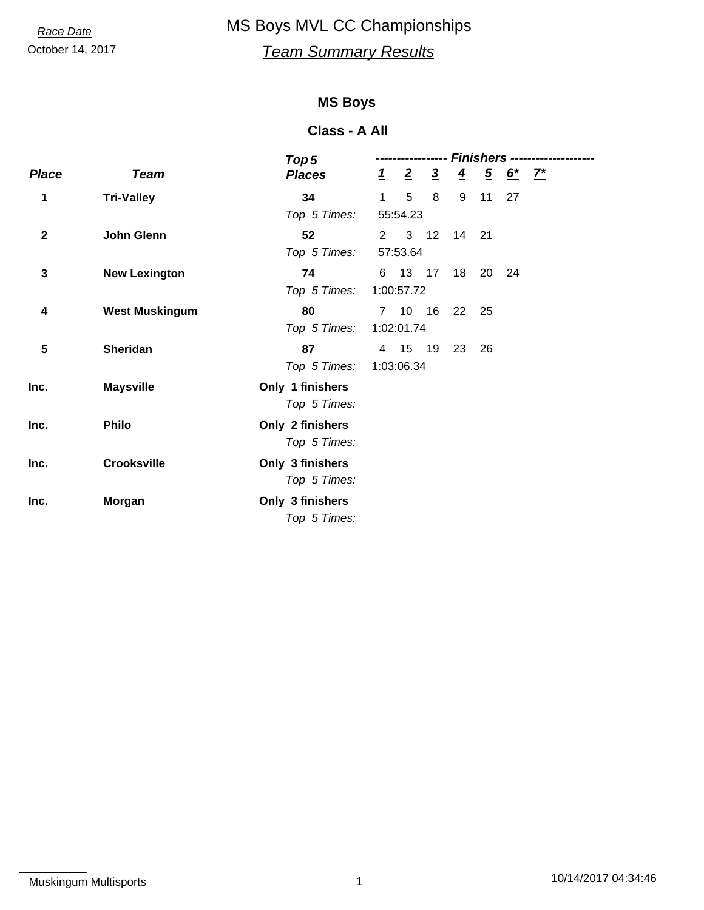*Race Date*

October 14, 2017

# MS Boys MVL CC Championships

## *Team Summary Results*

### MS Boys

### Class - A All

| *Place* | *Team* | *Top 5 Places* | *1* | *2* | *3* | *4* | *5* | *6** | *7** |
|---|---|---|---|---|---|---|---|---|---|
| **1** | **Tri-Valley** | **34** | 1 | 5 | 8 | 9 | 11 | 27 | |
| | | *Top 5 Times:* | 55:54.23 | | | | | | |
| **2** | **John Glenn** | **52** | 2 | 3 | 12 | 14 | 21 | | |
| | | *Top 5 Times:* | 57:53.64 | | | | | | |
| **3** | **New Lexington** | **74** | 6 | 13 | 17 | 18 | 20 | 24 | |
| | | *Top 5 Times:* | 1:00:57.72 | | | | | | |
| **4** | **West Muskingum** | **80** | 7 | 10 | 16 | 22 | 25 | | |
| | | *Top 5 Times:* | 1:02:01.74 | | | | | | |
| **5** | **Sheridan** | **87** | 4 | 15 | 19 | 23 | 26 | | |
| | | *Top 5 Times:* | 1:03:06.34 | | | | | | |
| **Inc.** | **Maysville** | **Only 1 finishers** | | | | | | | |
| | | *Top 5 Times:* | | | | | | | |
| **Inc.** | **Philo** | **Only 2 finishers** | | | | | | | |
| | | *Top 5 Times:* | | | | | | | |
| **Inc.** | **Crooksville** | **Only 3 finishers** | | | | | | | |
| | | *Top 5 Times:* | | | | | | | |
| **Inc.** | **Morgan** | **Only 3 finishers** | | | | | | | |
| | | *Top 5 Times:* | | | | | | | |

Muskingum Multisports

10/14/2017 04:34:46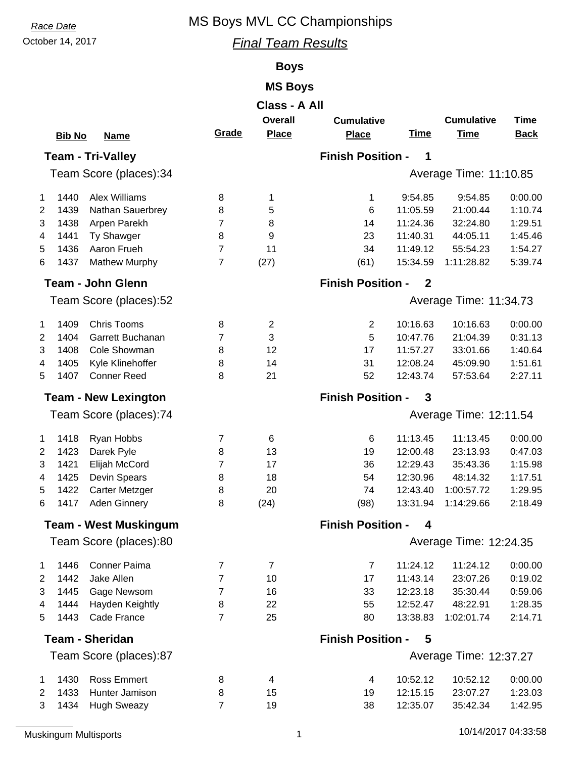Race Date

October 14, 2017

# MS Boys MVL CC Championships

## *Final Team Results*

### Boys

### MS Boys

### Class - A All

| | Bib No | Name | Grade | Overall Place | Cumulative Place | Time | Cumulative Time | Time Back |
|---|---|---|---|---|---|---|---|---|
| **Team - Tri-Valley** | | | | | **Finish Position - 1** | | | |
| Team Score (places):34 | | | | | | Average Time: 11:10.85 | | |
| 1 | 1440 | Alex Williams | 8 | 1 | 1 | 9:54.85 | 9:54.85 | 0:00.00 |
| 2 | 1439 | Nathan Sauerbrey | 8 | 5 | 6 | 11:05.59 | 21:00.44 | 1:10.74 |
| 3 | 1438 | Arpen Parekh | 7 | 8 | 14 | 11:24.36 | 32:24.80 | 1:29.51 |
| 4 | 1441 | Ty Shawger | 8 | 9 | 23 | 11:40.31 | 44:05.11 | 1:45.46 |
| 5 | 1436 | Aaron Frueh | 7 | 11 | 34 | 11:49.12 | 55:54.23 | 1:54.27 |
| 6 | 1437 | Mathew Murphy | 7 | (27) | (61) | 15:34.59 | 1:11:28.82 | 5:39.74 |
| **Team - John Glenn** | | | | | **Finish Position - 2** | | | |
| Team Score (places):52 | | | | | | Average Time: 11:34.73 | | |
| 1 | 1409 | Chris Tooms | 8 | 2 | 2 | 10:16.63 | 10:16.63 | 0:00.00 |
| 2 | 1404 | Garrett Buchanan | 7 | 3 | 5 | 10:47.76 | 21:04.39 | 0:31.13 |
| 3 | 1408 | Cole Showman | 8 | 12 | 17 | 11:57.27 | 33:01.66 | 1:40.64 |
| 4 | 1405 | Kyle Klinehoffer | 8 | 14 | 31 | 12:08.24 | 45:09.90 | 1:51.61 |
| 5 | 1407 | Conner Reed | 8 | 21 | 52 | 12:43.74 | 57:53.64 | 2:27.11 |
| **Team - New Lexington** | | | | | **Finish Position - 3** | | | |
| Team Score (places):74 | | | | | | Average Time: 12:11.54 | | |
| 1 | 1418 | Ryan Hobbs | 7 | 6 | 6 | 11:13.45 | 11:13.45 | 0:00.00 |
| 2 | 1423 | Darek Pyle | 8 | 13 | 19 | 12:00.48 | 23:13.93 | 0:47.03 |
| 3 | 1421 | Elijah McCord | 7 | 17 | 36 | 12:29.43 | 35:43.36 | 1:15.98 |
| 4 | 1425 | Devin Spears | 8 | 18 | 54 | 12:30.96 | 48:14.32 | 1:17.51 |
| 5 | 1422 | Carter Metzger | 8 | 20 | 74 | 12:43.40 | 1:00:57.72 | 1:29.95 |
| 6 | 1417 | Aden Ginnery | 8 | (24) | (98) | 13:31.94 | 1:14:29.66 | 2:18.49 |
| **Team - West Muskingum** | | | | | **Finish Position - 4** | | | |
| Team Score (places):80 | | | | | | Average Time: 12:24.35 | | |
| 1 | 1446 | Conner Paima | 7 | 7 | 7 | 11:24.12 | 11:24.12 | 0:00.00 |
| 2 | 1442 | Jake Allen | 7 | 10 | 17 | 11:43.14 | 23:07.26 | 0:19.02 |
| 3 | 1445 | Gage Newsom | 7 | 16 | 33 | 12:23.18 | 35:30.44 | 0:59.06 |
| 4 | 1444 | Hayden Keightly | 8 | 22 | 55 | 12:52.47 | 48:22.91 | 1:28.35 |
| 5 | 1443 | Cade France | 7 | 25 | 80 | 13:38.83 | 1:02:01.74 | 2:14.71 |
| **Team - Sheridan** | | | | | **Finish Position - 5** | | | |
| Team Score (places):87 | | | | | | Average Time: 12:37.27 | | |
| 1 | 1430 | Ross Emmert | 8 | 4 | 4 | 10:52.12 | 10:52.12 | 0:00.00 |
| 2 | 1433 | Hunter Jamison | 8 | 15 | 19 | 12:15.15 | 23:07.27 | 1:23.03 |
| 3 | 1434 | Hugh Sweazy | 7 | 19 | 38 | 12:35.07 | 35:42.34 | 1:42.95 |

Muskingum Multisports

10/14/2017 04:33:58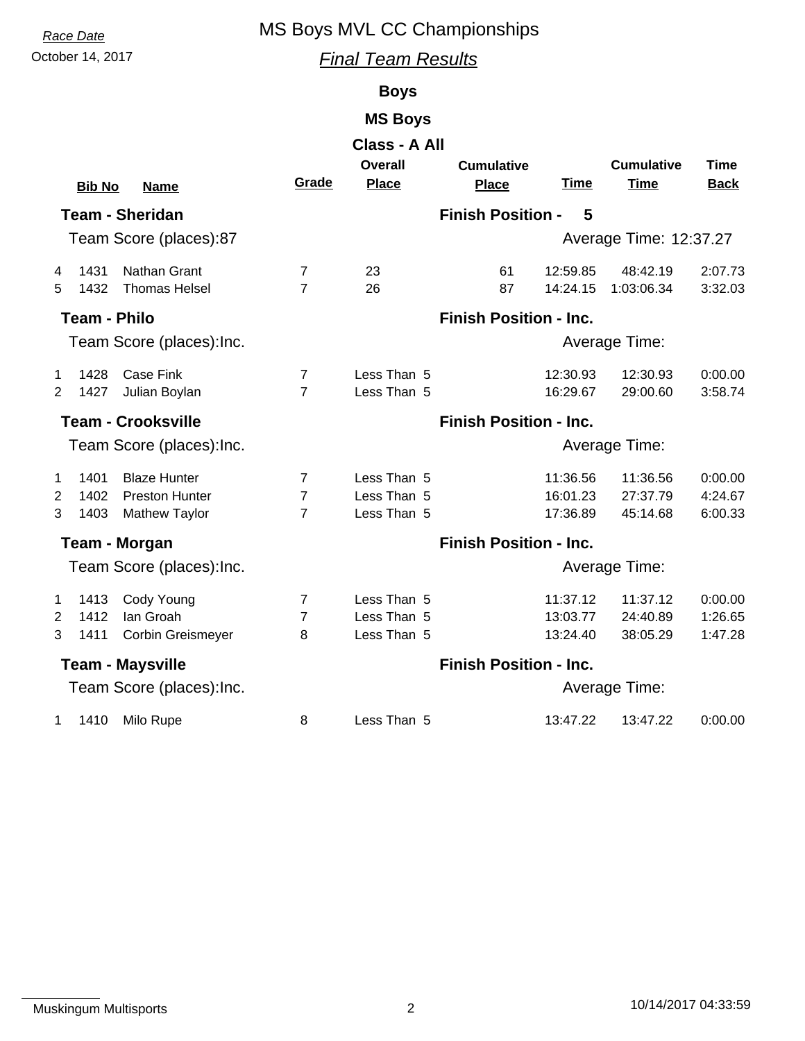Race Date

October 14, 2017

# MS Boys MVL CC Championships

## *Final Team Results*

### Boys

### MS Boys

### Class - A All

| | Bib No | Name | Grade | Overall Place | Cumulative Place | Time | Cumulative Time | Time Back |
|---|---|---|---|---|---|---|---|---|
| **Team - Sheridan** | | | | | **Finish Position - 5** | | | |
| Team Score (places):87 | | | | | | Average Time: 12:37.27 | | |
| 4 | 1431 | Nathan Grant | 7 | 23 | 61 | 12:59.85 | 48:42.19 | 2:07.73 |
| 5 | 1432 | Thomas Helsel | 7 | 26 | 87 | 14:24.15 | 1:03:06.34 | 3:32.03 |
| **Team - Philo** | | | | | **Finish Position - Inc.** | | | |
| Team Score (places):Inc. | | | | | | Average Time: | | |
| 1 | 1428 | Case Fink | 7 | Less Than 5 | | 12:30.93 | 12:30.93 | 0:00.00 |
| 2 | 1427 | Julian Boylan | 7 | Less Than 5 | | 16:29.67 | 29:00.60 | 3:58.74 |
| **Team - Crooksville** | | | | | **Finish Position - Inc.** | | | |
| Team Score (places):Inc. | | | | | | Average Time: | | |
| 1 | 1401 | Blaze Hunter | 7 | Less Than 5 | | 11:36.56 | 11:36.56 | 0:00.00 |
| 2 | 1402 | Preston Hunter | 7 | Less Than 5 | | 16:01.23 | 27:37.79 | 4:24.67 |
| 3 | 1403 | Mathew Taylor | 7 | Less Than 5 | | 17:36.89 | 45:14.68 | 6:00.33 |
| **Team - Morgan** | | | | | **Finish Position - Inc.** | | | |
| Team Score (places):Inc. | | | | | | Average Time: | | |
| 1 | 1413 | Cody Young | 7 | Less Than 5 | | 11:37.12 | 11:37.12 | 0:00.00 |
| 2 | 1412 | Ian Groah | 7 | Less Than 5 | | 13:03.77 | 24:40.89 | 1:26.65 |
| 3 | 1411 | Corbin Greismeyer | 8 | Less Than 5 | | 13:24.40 | 38:05.29 | 1:47.28 |
| **Team - Maysville** | | | | | **Finish Position - Inc.** | | | |
| Team Score (places):Inc. | | | | | | Average Time: | | |
| 1 | 1410 | Milo Rupe | 8 | Less Than 5 | | 13:47.22 | 13:47.22 | 0:00.00 |

Muskingum Multisports 10/14/2017 04:33:59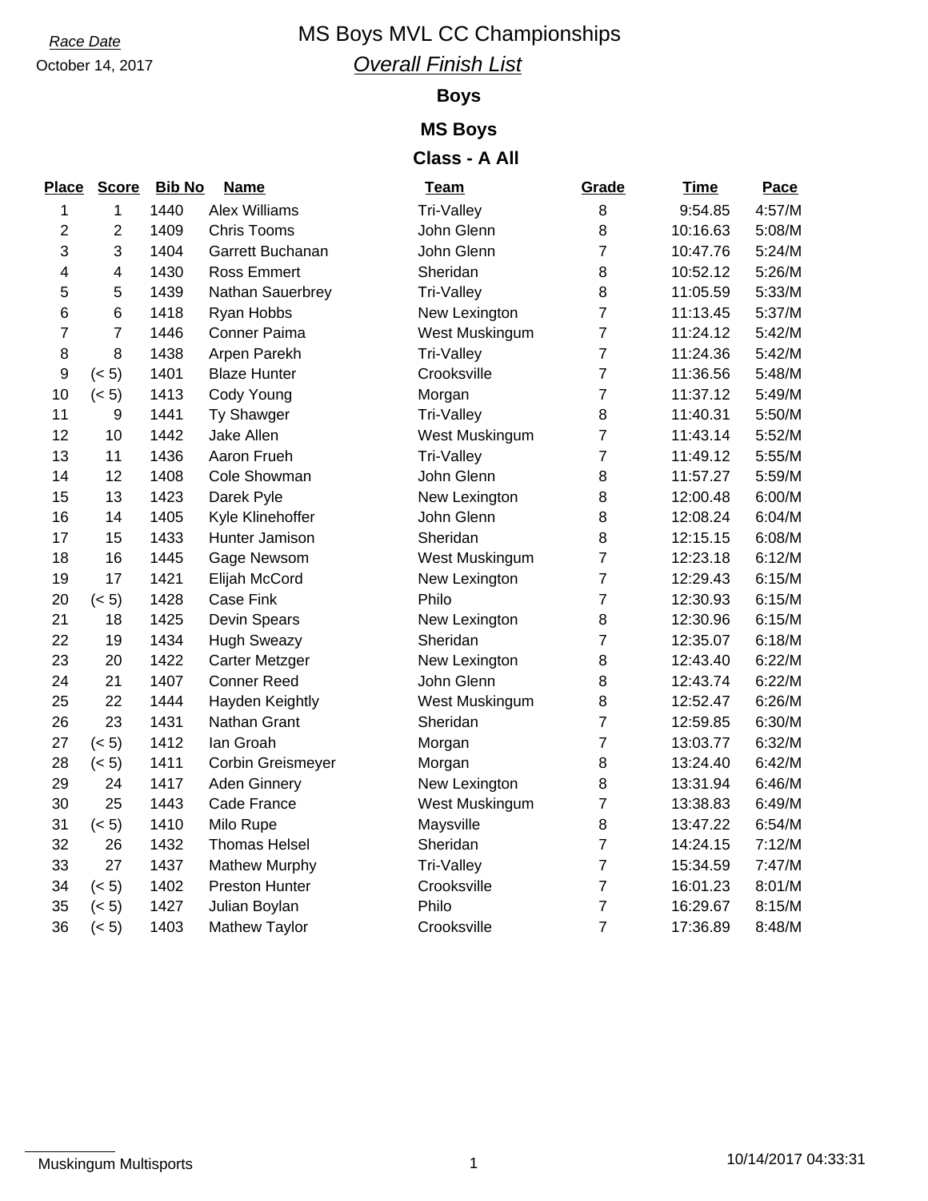Race Date

October 14, 2017

# MS Boys MVL CC Championships

## *Overall Finish List*

### Boys

### MS Boys

### Class - A All

| Place | Score | Bib No | Name | Team | Grade | Time | Pace |
|---|---|---|---|---|---|---|---|
| 1 | 1 | 1440 | Alex Williams | Tri-Valley | 8 | 9:54.85 | 4:57/M |
| 2 | 2 | 1409 | Chris Tooms | John Glenn | 8 | 10:16.63 | 5:08/M |
| 3 | 3 | 1404 | Garrett Buchanan | John Glenn | 7 | 10:47.76 | 5:24/M |
| 4 | 4 | 1430 | Ross Emmert | Sheridan | 8 | 10:52.12 | 5:26/M |
| 5 | 5 | 1439 | Nathan Sauerbrey | Tri-Valley | 8 | 11:05.59 | 5:33/M |
| 6 | 6 | 1418 | Ryan Hobbs | New Lexington | 7 | 11:13.45 | 5:37/M |
| 7 | 7 | 1446 | Conner Paima | West Muskingum | 7 | 11:24.12 | 5:42/M |
| 8 | 8 | 1438 | Arpen Parekh | Tri-Valley | 7 | 11:24.36 | 5:42/M |
| 9 | (< 5) | 1401 | Blaze Hunter | Crooksville | 7 | 11:36.56 | 5:48/M |
| 10 | (< 5) | 1413 | Cody Young | Morgan | 7 | 11:37.12 | 5:49/M |
| 11 | 9 | 1441 | Ty Shawger | Tri-Valley | 8 | 11:40.31 | 5:50/M |
| 12 | 10 | 1442 | Jake Allen | West Muskingum | 7 | 11:43.14 | 5:52/M |
| 13 | 11 | 1436 | Aaron Frueh | Tri-Valley | 7 | 11:49.12 | 5:55/M |
| 14 | 12 | 1408 | Cole Showman | John Glenn | 8 | 11:57.27 | 5:59/M |
| 15 | 13 | 1423 | Darek Pyle | New Lexington | 8 | 12:00.48 | 6:00/M |
| 16 | 14 | 1405 | Kyle Klinehoffer | John Glenn | 8 | 12:08.24 | 6:04/M |
| 17 | 15 | 1433 | Hunter Jamison | Sheridan | 8 | 12:15.15 | 6:08/M |
| 18 | 16 | 1445 | Gage Newsom | West Muskingum | 7 | 12:23.18 | 6:12/M |
| 19 | 17 | 1421 | Elijah McCord | New Lexington | 7 | 12:29.43 | 6:15/M |
| 20 | (< 5) | 1428 | Case Fink | Philo | 7 | 12:30.93 | 6:15/M |
| 21 | 18 | 1425 | Devin Spears | New Lexington | 8 | 12:30.96 | 6:15/M |
| 22 | 19 | 1434 | Hugh Sweazy | Sheridan | 7 | 12:35.07 | 6:18/M |
| 23 | 20 | 1422 | Carter Metzger | New Lexington | 8 | 12:43.40 | 6:22/M |
| 24 | 21 | 1407 | Conner Reed | John Glenn | 8 | 12:43.74 | 6:22/M |
| 25 | 22 | 1444 | Hayden Keightly | West Muskingum | 8 | 12:52.47 | 6:26/M |
| 26 | 23 | 1431 | Nathan Grant | Sheridan | 7 | 12:59.85 | 6:30/M |
| 27 | (< 5) | 1412 | Ian Groah | Morgan | 7 | 13:03.77 | 6:32/M |
| 28 | (< 5) | 1411 | Corbin Greismeyer | Morgan | 8 | 13:24.40 | 6:42/M |
| 29 | 24 | 1417 | Aden Ginnery | New Lexington | 8 | 13:31.94 | 6:46/M |
| 30 | 25 | 1443 | Cade France | West Muskingum | 7 | 13:38.83 | 6:49/M |
| 31 | (< 5) | 1410 | Milo Rupe | Maysville | 8 | 13:47.22 | 6:54/M |
| 32 | 26 | 1432 | Thomas Helsel | Sheridan | 7 | 14:24.15 | 7:12/M |
| 33 | 27 | 1437 | Mathew Murphy | Tri-Valley | 7 | 15:34.59 | 7:47/M |
| 34 | (< 5) | 1402 | Preston Hunter | Crooksville | 7 | 16:01.23 | 8:01/M |
| 35 | (< 5) | 1427 | Julian Boylan | Philo | 7 | 16:29.67 | 8:15/M |
| 36 | (< 5) | 1403 | Mathew Taylor | Crooksville | 7 | 17:36.89 | 8:48/M |

Muskingum Multisports

10/14/2017 04:33:31